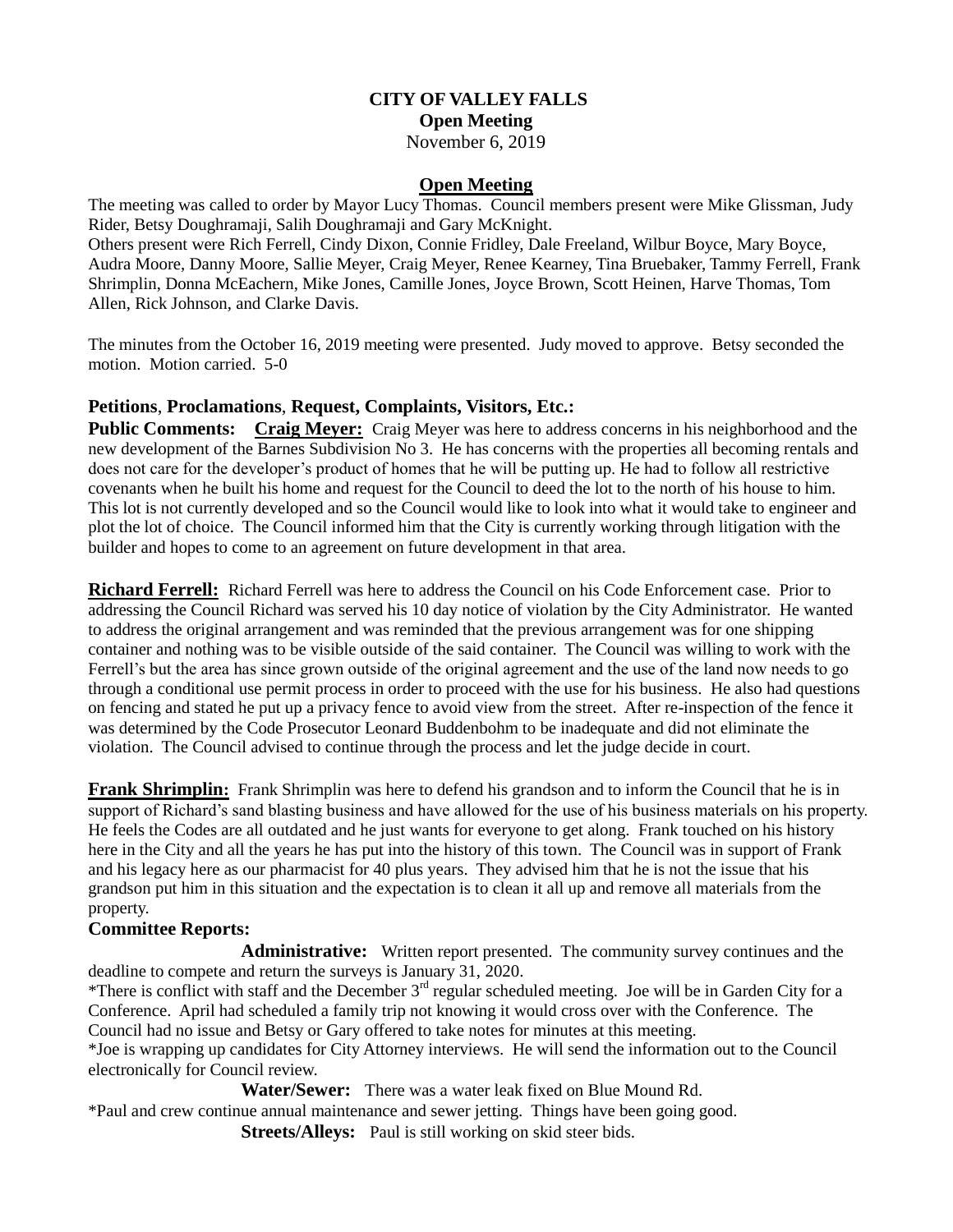# CITY OF VALLEY FALLS

**Open Meeting**

November 6, 2019

## Open Meeting

The meeting was called to order by Mayor Lucy Thomas. Council members present were Mike Glissman, Judy Rider, Betsy Doughramaji, Salih Doughramaji and Gary McKnight.

Others present were Rich Ferrell, Cindy Dixon, Connie Fridley, Dale Freeland, Wilbur Boyce, Mary Boyce, Audra Moore, Danny Moore, Sallie Meyer, Craig Meyer, Renee Kearney, Tina Bruebaker, Tammy Ferrell, Frank Shrimplin, Donna McEachern, Mike Jones, Camille Jones, Joyce Brown, Scott Heinen, Harve Thomas, Tom Allen, Rick Johnson, and Clarke Davis.

The minutes from the October 16, 2019 meeting were presented. Judy moved to approve. Betsy seconded the motion. Motion carried. 5-0

### Petitions, Proclamations, Request, Complaints, Visitors, Etc.:

**Public Comments:** **Craig Meyer:** Craig Meyer was here to address concerns in his neighborhood and the new development of the Barnes Subdivision No 3. He has concerns with the properties all becoming rentals and does not care for the developer's product of homes that he will be putting up. He had to follow all restrictive covenants when he built his home and request for the Council to deed the lot to the north of his house to him. This lot is not currently developed and so the Council would like to look into what it would take to engineer and plot the lot of choice. The Council informed him that the City is currently working through litigation with the builder and hopes to come to an agreement on future development in that area.

**Richard Ferrell:** Richard Ferrell was here to address the Council on his Code Enforcement case. Prior to addressing the Council Richard was served his 10 day notice of violation by the City Administrator. He wanted to address the original arrangement and was reminded that the previous arrangement was for one shipping container and nothing was to be visible outside of the said container. The Council was willing to work with the Ferrell's but the area has since grown outside of the original agreement and the use of the land now needs to go through a conditional use permit process in order to proceed with the use for his business. He also had questions on fencing and stated he put up a privacy fence to avoid view from the street. After re-inspection of the fence it was determined by the Code Prosecutor Leonard Buddenbohm to be inadequate and did not eliminate the violation. The Council advised to continue through the process and let the judge decide in court.

**Frank Shrimplin:** Frank Shrimplin was here to defend his grandson and to inform the Council that he is in support of Richard's sand blasting business and have allowed for the use of his business materials on his property. He feels the Codes are all outdated and he just wants for everyone to get along. Frank touched on his history here in the City and all the years he has put into the history of this town. The Council was in support of Frank and his legacy here as our pharmacist for 40 plus years. They advised him that he is not the issue that his grandson put him in this situation and the expectation is to clean it all up and remove all materials from the property.

### Committee Reports:

**Administrative:** Written report presented. The community survey continues and the deadline to compete and return the surveys is January 31, 2020.

*There is conflict with staff and the December 3rd regular scheduled meeting. Joe will be in Garden City for a Conference. April had scheduled a family trip not knowing it would cross over with the Conference. The Council had no issue and Betsy or Gary offered to take notes for minutes at this meeting.

*Joe is wrapping up candidates for City Attorney interviews. He will send the information out to the Council electronically for Council review.

**Water/Sewer:** There was a water leak fixed on Blue Mound Rd.

*Paul and crew continue annual maintenance and sewer jetting. Things have been going good.

**Streets/Alleys:** Paul is still working on skid steer bids.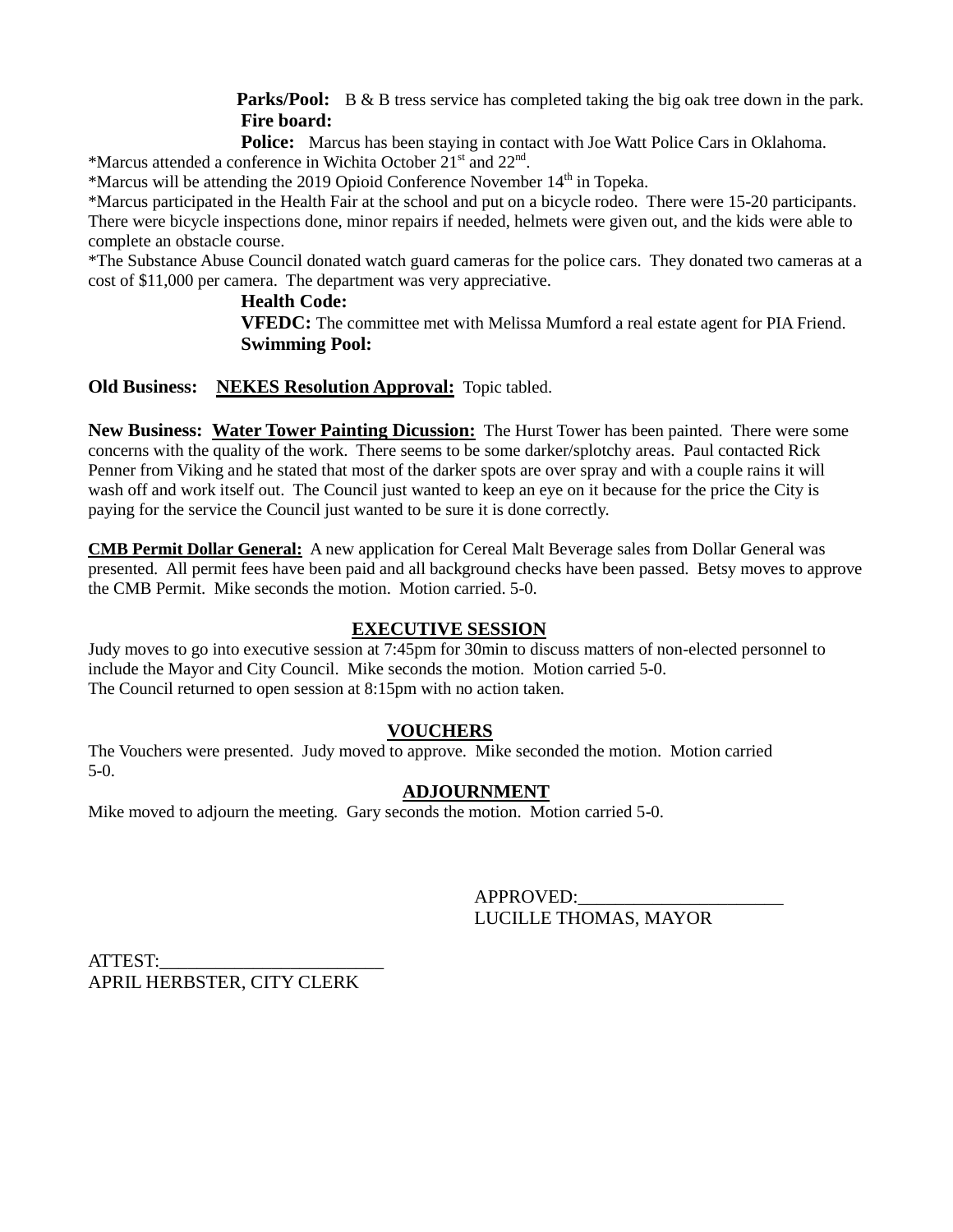**Parks/Pool:** B & B tress service has completed taking the big oak tree down in the park.

**Fire board:**

**Police:** Marcus has been staying in contact with Joe Watt Police Cars in Oklahoma.

*Marcus attended a conference in Wichita October 21st and 22nd.

*Marcus will be attending the 2019 Opioid Conference November 14th in Topeka.

*Marcus participated in the Health Fair at the school and put on a bicycle rodeo. There were 15-20 participants. There were bicycle inspections done, minor repairs if needed, helmets were given out, and the kids were able to complete an obstacle course.

*The Substance Abuse Council donated watch guard cameras for the police cars. They donated two cameras at a cost of $11,000 per camera. The department was very appreciative.

**Health Code:**

**VFEDC:** The committee met with Melissa Mumford a real estate agent for PIA Friend.

**Swimming Pool:**

**Old Business:** **NEKES Resolution Approval:** Topic tabled.

**New Business:** **Water Tower Painting Dicussion:** The Hurst Tower has been painted. There were some concerns with the quality of the work. There seems to be some darker/splotchy areas. Paul contacted Rick Penner from Viking and he stated that most of the darker spots are over spray and with a couple rains it will wash off and work itself out. The Council just wanted to keep an eye on it because for the price the City is paying for the service the Council just wanted to be sure it is done correctly.

**CMB Permit Dollar General:** A new application for Cereal Malt Beverage sales from Dollar General was presented. All permit fees have been paid and all background checks have been passed. Betsy moves to approve the CMB Permit. Mike seconds the motion. Motion carried. 5-0.

## EXECUTIVE SESSION

Judy moves to go into executive session at 7:45pm for 30min to discuss matters of non-elected personnel to include the Mayor and City Council. Mike seconds the motion. Motion carried 5-0.
The Council returned to open session at 8:15pm with no action taken.

## VOUCHERS

The Vouchers were presented. Judy moved to approve. Mike seconded the motion. Motion carried 5-0.

## ADJOURNMENT

Mike moved to adjourn the meeting. Gary seconds the motion. Motion carried 5-0.

APPROVED:______________________
LUCILLE THOMAS, MAYOR

ATTEST:________________________
APRIL HERBSTER, CITY CLERK